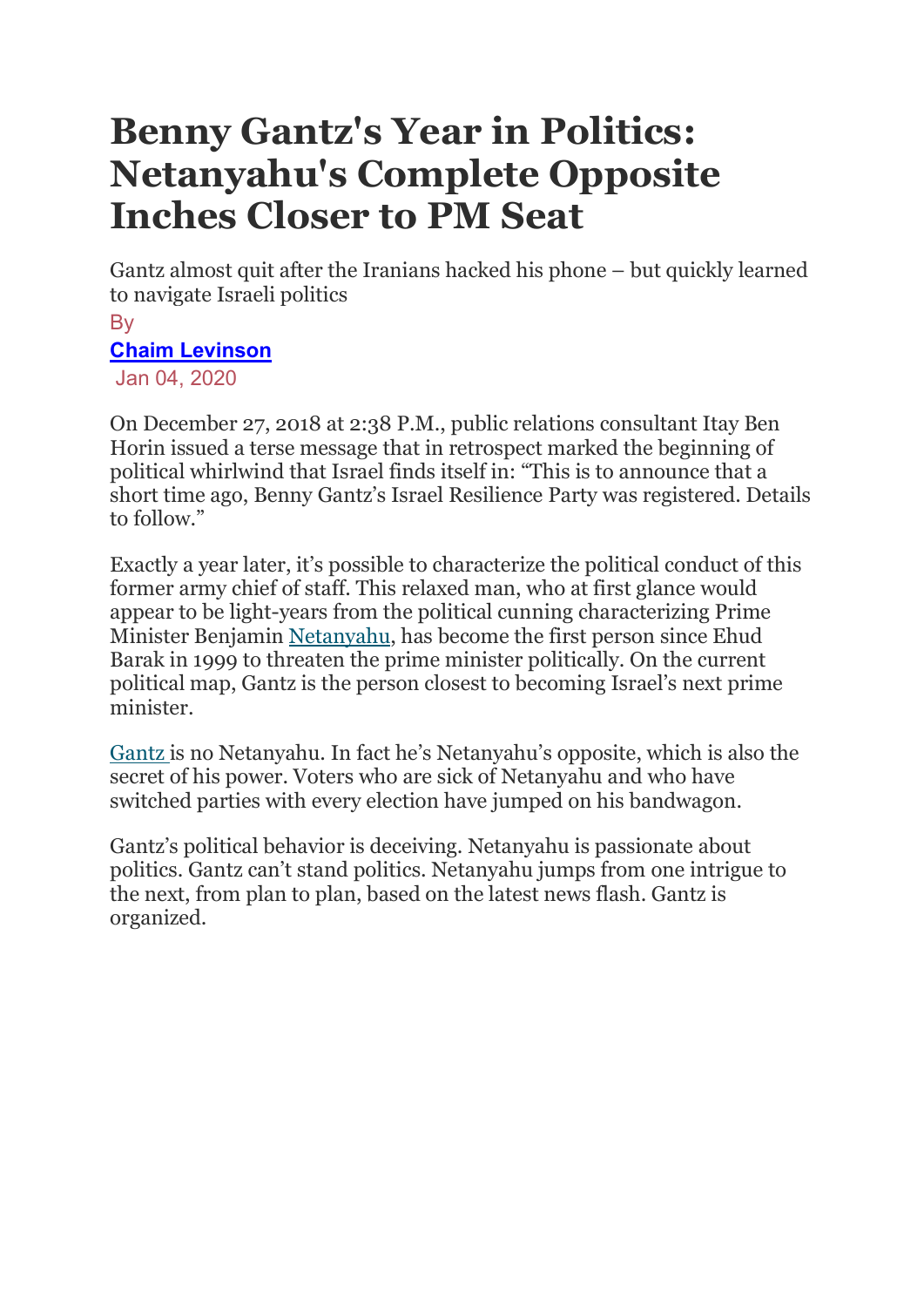# Benny Gantz's Year in Politics: Netanyahu's Complete Opposite Inches Closer to PM Seat

Gantz almost quit after the Iranians hacked his phone – but quickly learned to navigate Israeli politics

By

**Chaim Levinson**

Jan 04, 2020

On December 27, 2018 at 2:38 P.M., public relations consultant Itay Ben Horin issued a terse message that in retrospect marked the beginning of political whirlwind that Israel finds itself in: "This is to announce that a short time ago, Benny Gantz's Israel Resilience Party was registered. Details to follow."

Exactly a year later, it's possible to characterize the political conduct of this former army chief of staff. This relaxed man, who at first glance would appear to be light-years from the political cunning characterizing Prime Minister Benjamin Netanyahu, has become the first person since Ehud Barak in 1999 to threaten the prime minister politically. On the current political map, Gantz is the person closest to becoming Israel's next prime minister.

Gantz is no Netanyahu. In fact he's Netanyahu's opposite, which is also the secret of his power. Voters who are sick of Netanyahu and who have switched parties with every election have jumped on his bandwagon.

Gantz's political behavior is deceiving. Netanyahu is passionate about politics. Gantz can't stand politics. Netanyahu jumps from one intrigue to the next, from plan to plan, based on the latest news flash. Gantz is organized.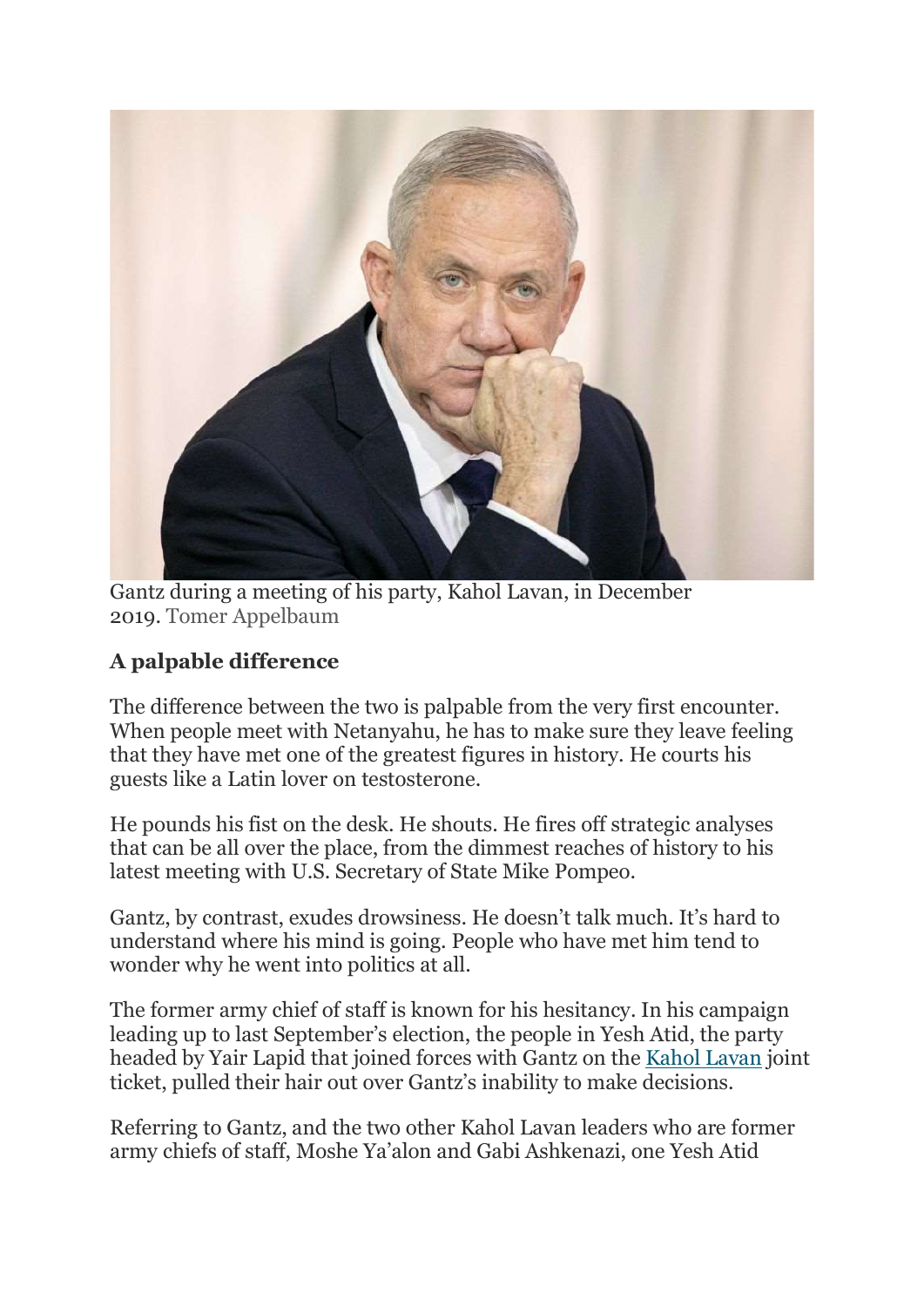Gantz during a meeting of his party, Kahol Lavan, in December 2019. Tomer Appelbaum

## A palpable difference

The difference between the two is palpable from the very first encounter. When people meet with Netanyahu, he has to make sure they leave feeling that they have met one of the greatest figures in history. He courts his guests like a Latin lover on testosterone.

He pounds his fist on the desk. He shouts. He fires off strategic analyses that can be all over the place, from the dimmest reaches of history to his latest meeting with U.S. Secretary of State Mike Pompeo.

Gantz, by contrast, exudes drowsiness. He doesn't talk much. It's hard to understand where his mind is going. People who have met him tend to wonder why he went into politics at all.

The former army chief of staff is known for his hesitancy. In his campaign leading up to last September's election, the people in Yesh Atid, the party headed by Yair Lapid that joined forces with Gantz on the Kahol Lavan joint ticket, pulled their hair out over Gantz's inability to make decisions.

Referring to Gantz, and the two other Kahol Lavan leaders who are former army chiefs of staff, Moshe Ya'alon and Gabi Ashkenazi, one Yesh Atid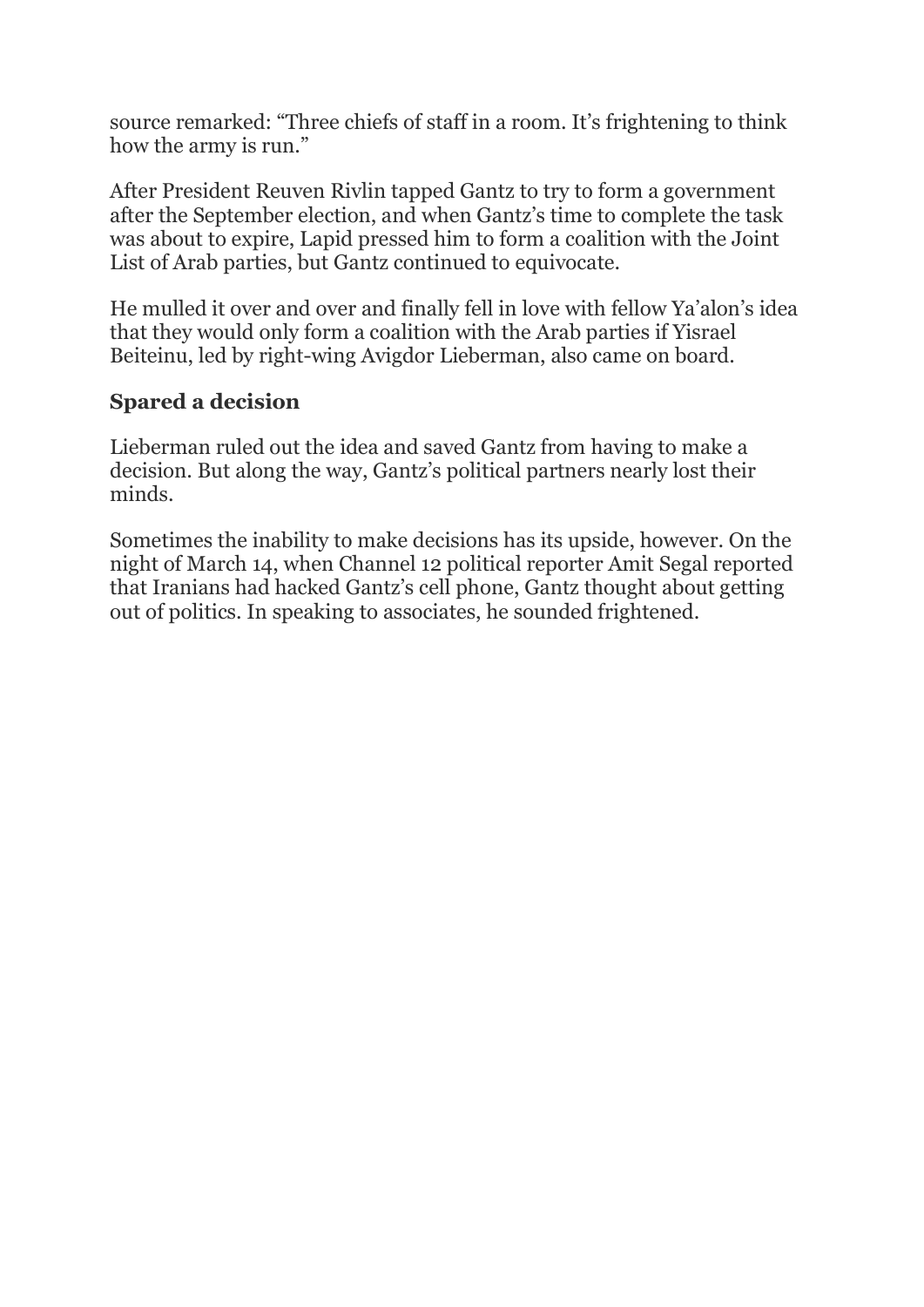source remarked: “Three chiefs of staff in a room. It’s frightening to think how the army is run.”

After President Reuven Rivlin tapped Gantz to try to form a government after the September election, and when Gantz’s time to complete the task was about to expire, Lapid pressed him to form a coalition with the Joint List of Arab parties, but Gantz continued to equivocate.

He mulled it over and over and finally fell in love with fellow Ya’alon’s idea that they would only form a coalition with the Arab parties if Yisrael Beiteinu, led by right-wing Avigdor Lieberman, also came on board.

### Spared a decision

Lieberman ruled out the idea and saved Gantz from having to make a decision. But along the way, Gantz’s political partners nearly lost their minds.

Sometimes the inability to make decisions has its upside, however. On the night of March 14, when Channel 12 political reporter Amit Segal reported that Iranians had hacked Gantz’s cell phone, Gantz thought about getting out of politics. In speaking to associates, he sounded frightened.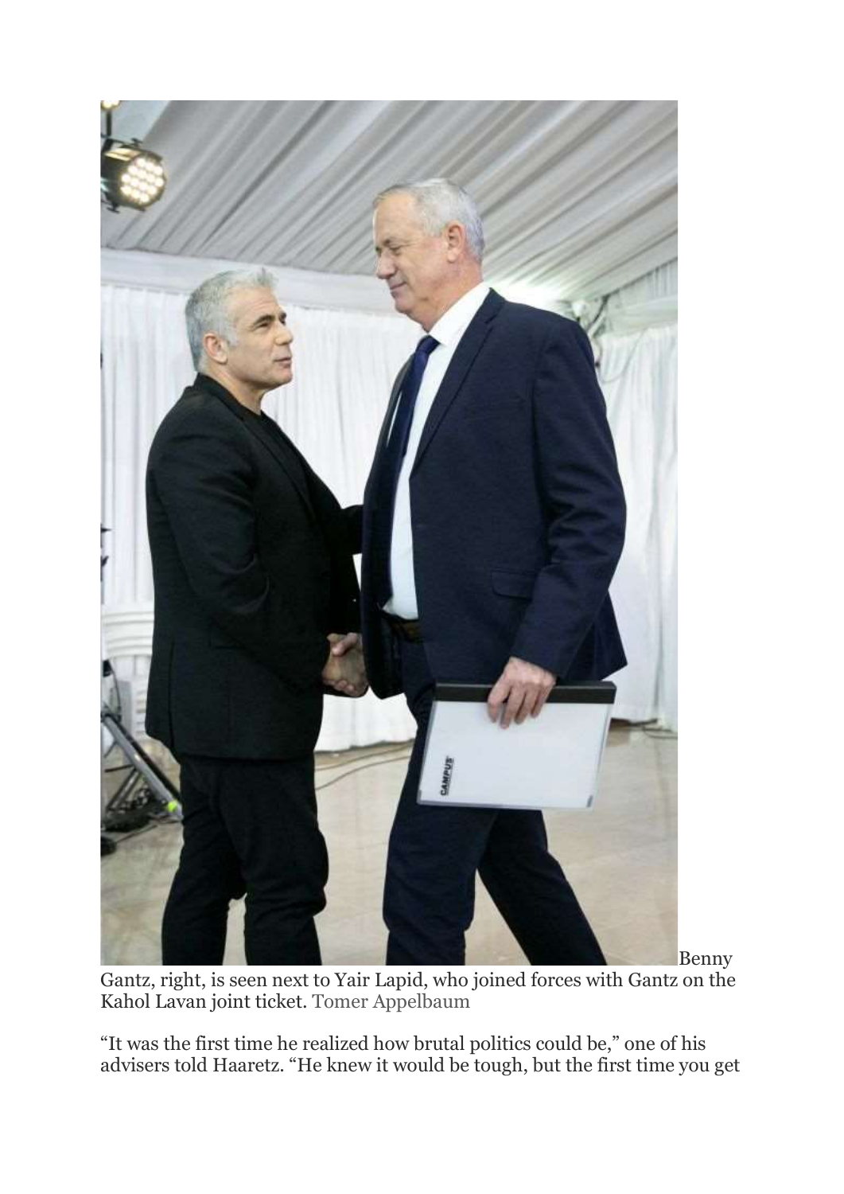Benny Gantz, right, is seen next to Yair Lapid, who joined forces with Gantz on the Kahol Lavan joint ticket. Tomer Appelbaum

“It was the first time he realized how brutal politics could be,” one of his advisers told Haaretz. “He knew it would be tough, but the first time you get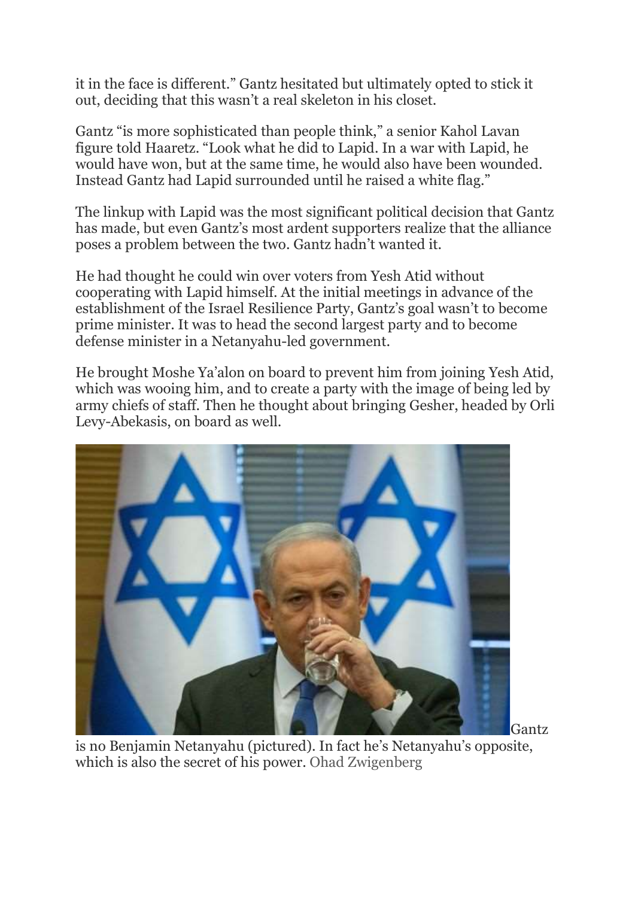it in the face is different.” Gantz hesitated but ultimately opted to stick it out, deciding that this wasn’t a real skeleton in his closet.

Gantz “is more sophisticated than people think,” a senior Kahol Lavan figure told Haaretz. “Look what he did to Lapid. In a war with Lapid, he would have won, but at the same time, he would also have been wounded. Instead Gantz had Lapid surrounded until he raised a white flag.”

The linkup with Lapid was the most significant political decision that Gantz has made, but even Gantz’s most ardent supporters realize that the alliance poses a problem between the two. Gantz hadn’t wanted it.

He had thought he could win over voters from Yesh Atid without cooperating with Lapid himself. At the initial meetings in advance of the establishment of the Israel Resilience Party, Gantz’s goal wasn’t to become prime minister. It was to head the second largest party and to become defense minister in a Netanyahu-led government.

He brought Moshe Ya’alon on board to prevent him from joining Yesh Atid, which was wooing him, and to create a party with the image of being led by army chiefs of staff. Then he thought about bringing Gesher, headed by Orli Levy-Abekasis, on board as well.

Gantz is no Benjamin Netanyahu (pictured). In fact he’s Netanyahu’s opposite, which is also the secret of his power. Ohad Zwigenberg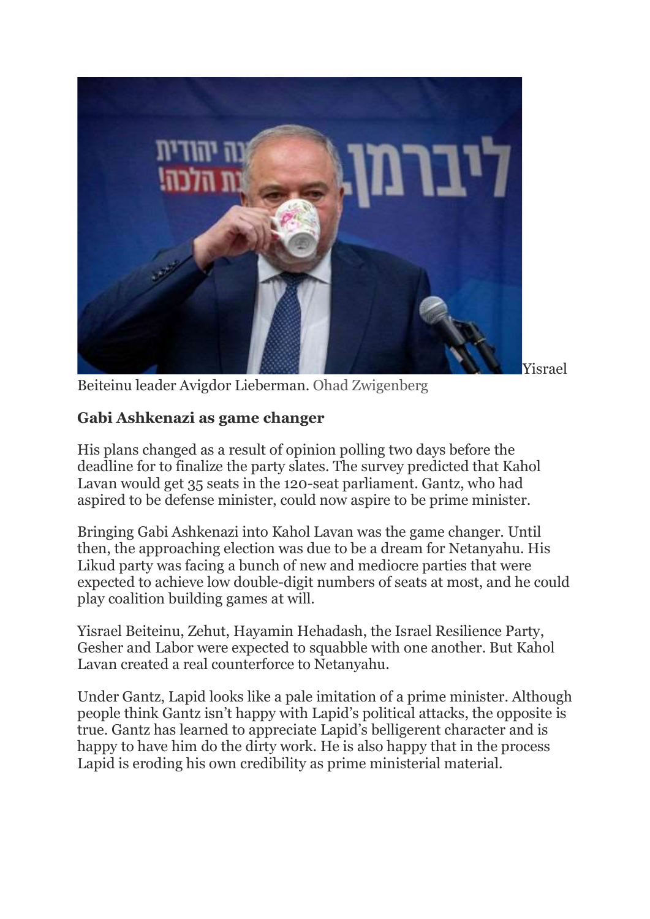Yisrael Beiteinu leader Avigdor Lieberman. Ohad Zwigenberg

## Gabi Ashkenazi as game changer

His plans changed as a result of opinion polling two days before the deadline for to finalize the party slates. The survey predicted that Kahol Lavan would get 35 seats in the 120-seat parliament. Gantz, who had aspired to be defense minister, could now aspire to be prime minister.

Bringing Gabi Ashkenazi into Kahol Lavan was the game changer. Until then, the approaching election was due to be a dream for Netanyahu. His Likud party was facing a bunch of new and mediocre parties that were expected to achieve low double-digit numbers of seats at most, and he could play coalition building games at will.

Yisrael Beiteinu, Zehut, Hayamin Hehadash, the Israel Resilience Party, Gesher and Labor were expected to squabble with one another. But Kahol Lavan created a real counterforce to Netanyahu.

Under Gantz, Lapid looks like a pale imitation of a prime minister. Although people think Gantz isn't happy with Lapid's political attacks, the opposite is true. Gantz has learned to appreciate Lapid's belligerent character and is happy to have him do the dirty work. He is also happy that in the process Lapid is eroding his own credibility as prime ministerial material.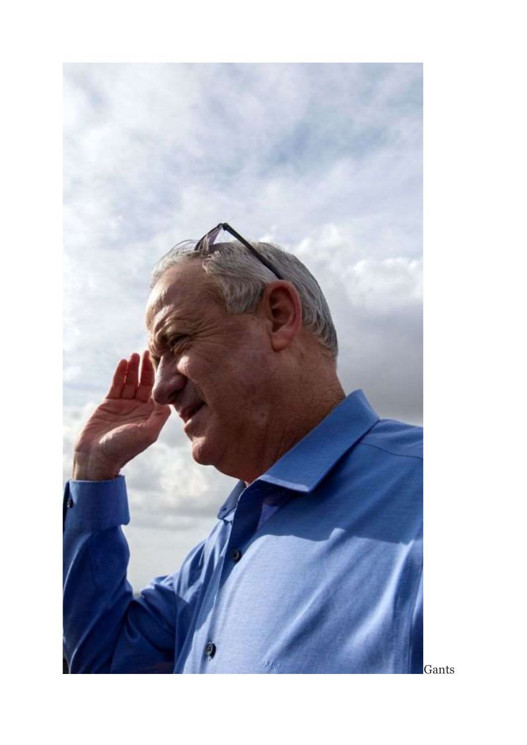Gants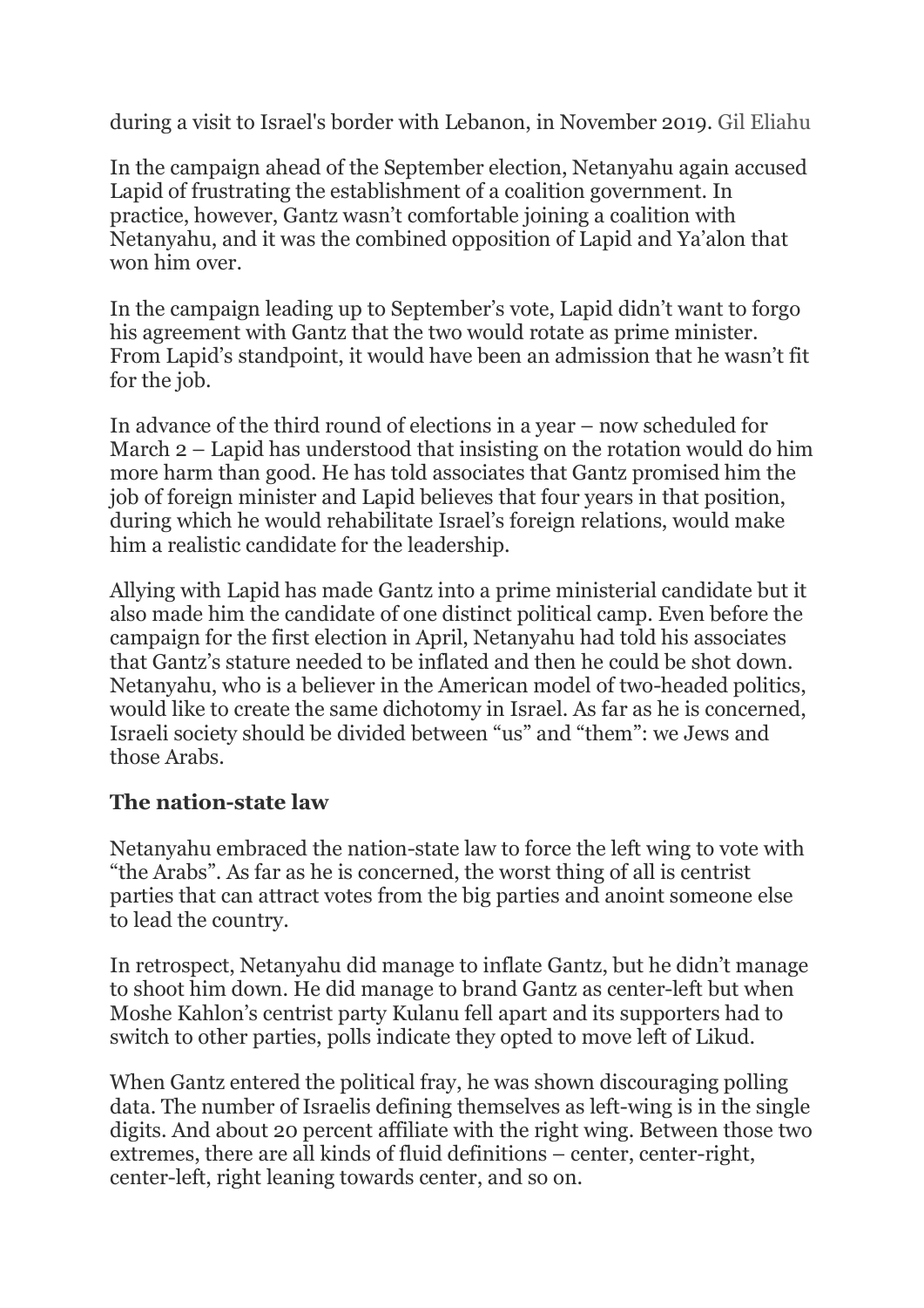during a visit to Israel's border with Lebanon, in November 2019. Gil Eliahu

In the campaign ahead of the September election, Netanyahu again accused Lapid of frustrating the establishment of a coalition government. In practice, however, Gantz wasn't comfortable joining a coalition with Netanyahu, and it was the combined opposition of Lapid and Ya'alon that won him over.

In the campaign leading up to September's vote, Lapid didn't want to forgo his agreement with Gantz that the two would rotate as prime minister. From Lapid's standpoint, it would have been an admission that he wasn't fit for the job.

In advance of the third round of elections in a year – now scheduled for March 2 – Lapid has understood that insisting on the rotation would do him more harm than good. He has told associates that Gantz promised him the job of foreign minister and Lapid believes that four years in that position, during which he would rehabilitate Israel's foreign relations, would make him a realistic candidate for the leadership.

Allying with Lapid has made Gantz into a prime ministerial candidate but it also made him the candidate of one distinct political camp. Even before the campaign for the first election in April, Netanyahu had told his associates that Gantz's stature needed to be inflated and then he could be shot down. Netanyahu, who is a believer in the American model of two-headed politics, would like to create the same dichotomy in Israel. As far as he is concerned, Israeli society should be divided between "us" and "them": we Jews and those Arabs.

### The nation-state law

Netanyahu embraced the nation-state law to force the left wing to vote with "the Arabs". As far as he is concerned, the worst thing of all is centrist parties that can attract votes from the big parties and anoint someone else to lead the country.

In retrospect, Netanyahu did manage to inflate Gantz, but he didn't manage to shoot him down. He did manage to brand Gantz as center-left but when Moshe Kahlon's centrist party Kulanu fell apart and its supporters had to switch to other parties, polls indicate they opted to move left of Likud.

When Gantz entered the political fray, he was shown discouraging polling data. The number of Israelis defining themselves as left-wing is in the single digits. And about 20 percent affiliate with the right wing. Between those two extremes, there are all kinds of fluid definitions – center, center-right, center-left, right leaning towards center, and so on.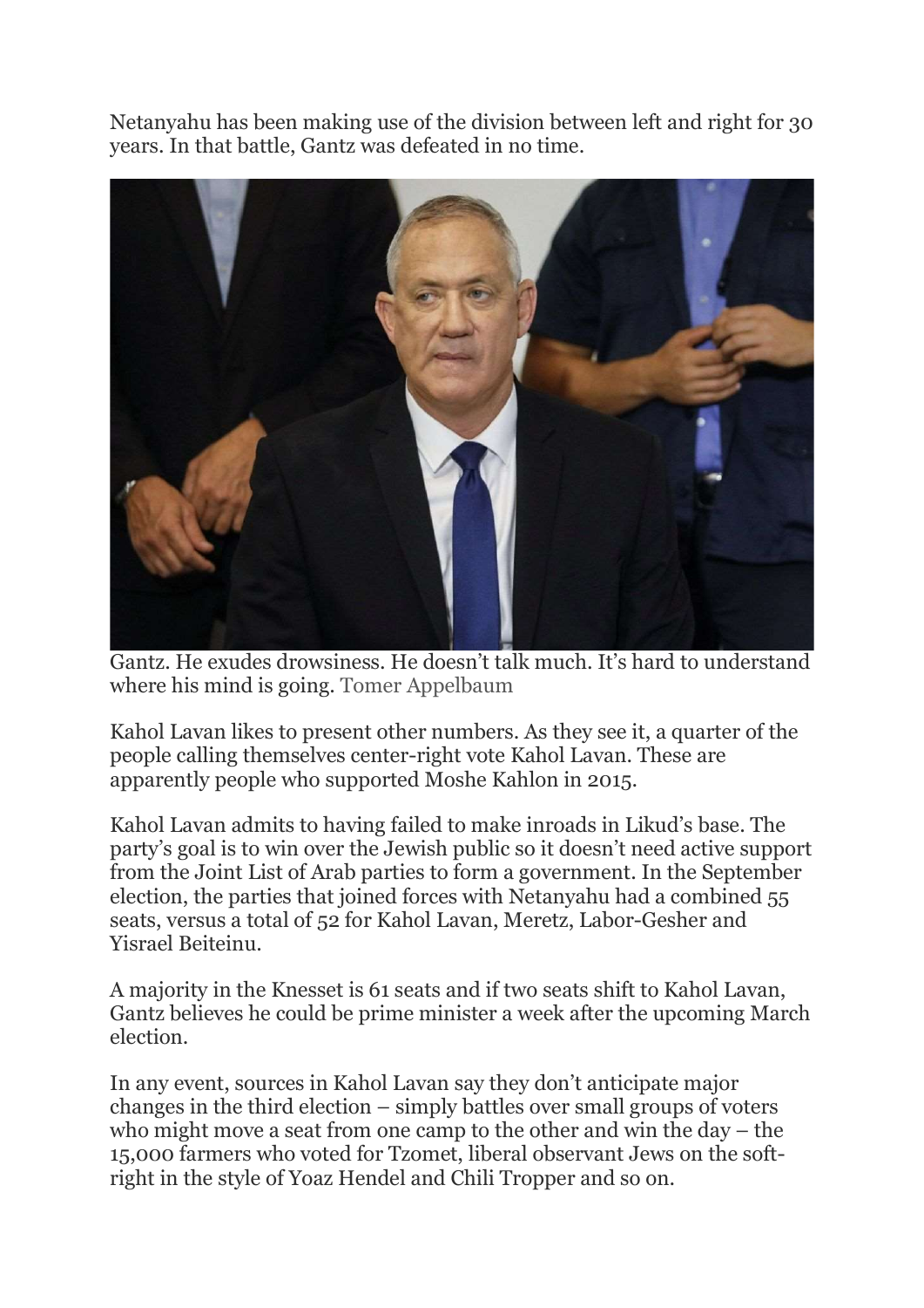Netanyahu has been making use of the division between left and right for 30 years. In that battle, Gantz was defeated in no time.

Gantz. He exudes drowsiness. He doesn't talk much. It's hard to understand where his mind is going. Tomer Appelbaum

Kahol Lavan likes to present other numbers. As they see it, a quarter of the people calling themselves center-right vote Kahol Lavan. These are apparently people who supported Moshe Kahlon in 2015.

Kahol Lavan admits to having failed to make inroads in Likud's base. The party's goal is to win over the Jewish public so it doesn't need active support from the Joint List of Arab parties to form a government. In the September election, the parties that joined forces with Netanyahu had a combined 55 seats, versus a total of 52 for Kahol Lavan, Meretz, Labor-Gesher and Yisrael Beiteinu.

A majority in the Knesset is 61 seats and if two seats shift to Kahol Lavan, Gantz believes he could be prime minister a week after the upcoming March election.

In any event, sources in Kahol Lavan say they don't anticipate major changes in the third election – simply battles over small groups of voters who might move a seat from one camp to the other and win the day – the 15,000 farmers who voted for Tzomet, liberal observant Jews on the soft-right in the style of Yoaz Hendel and Chili Tropper and so on.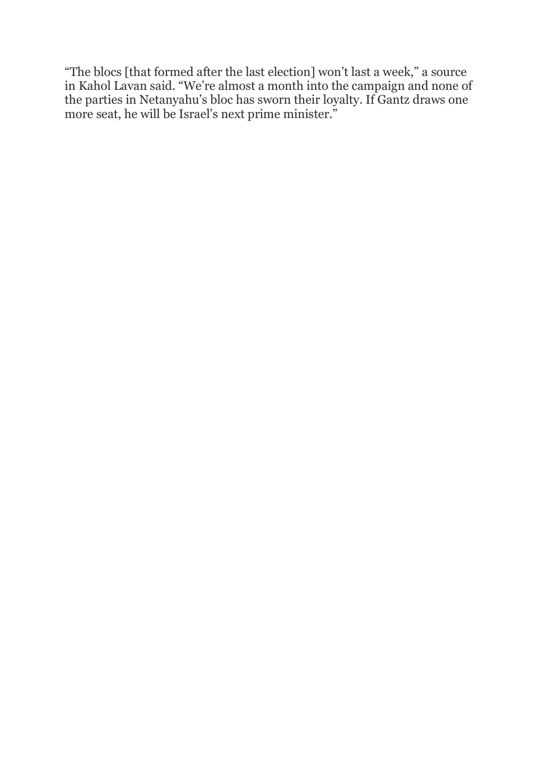"The blocs [that formed after the last election] won't last a week," a source in Kahol Lavan said. "We're almost a month into the campaign and none of the parties in Netanyahu's bloc has sworn their loyalty. If Gantz draws one more seat, he will be Israel's next prime minister."